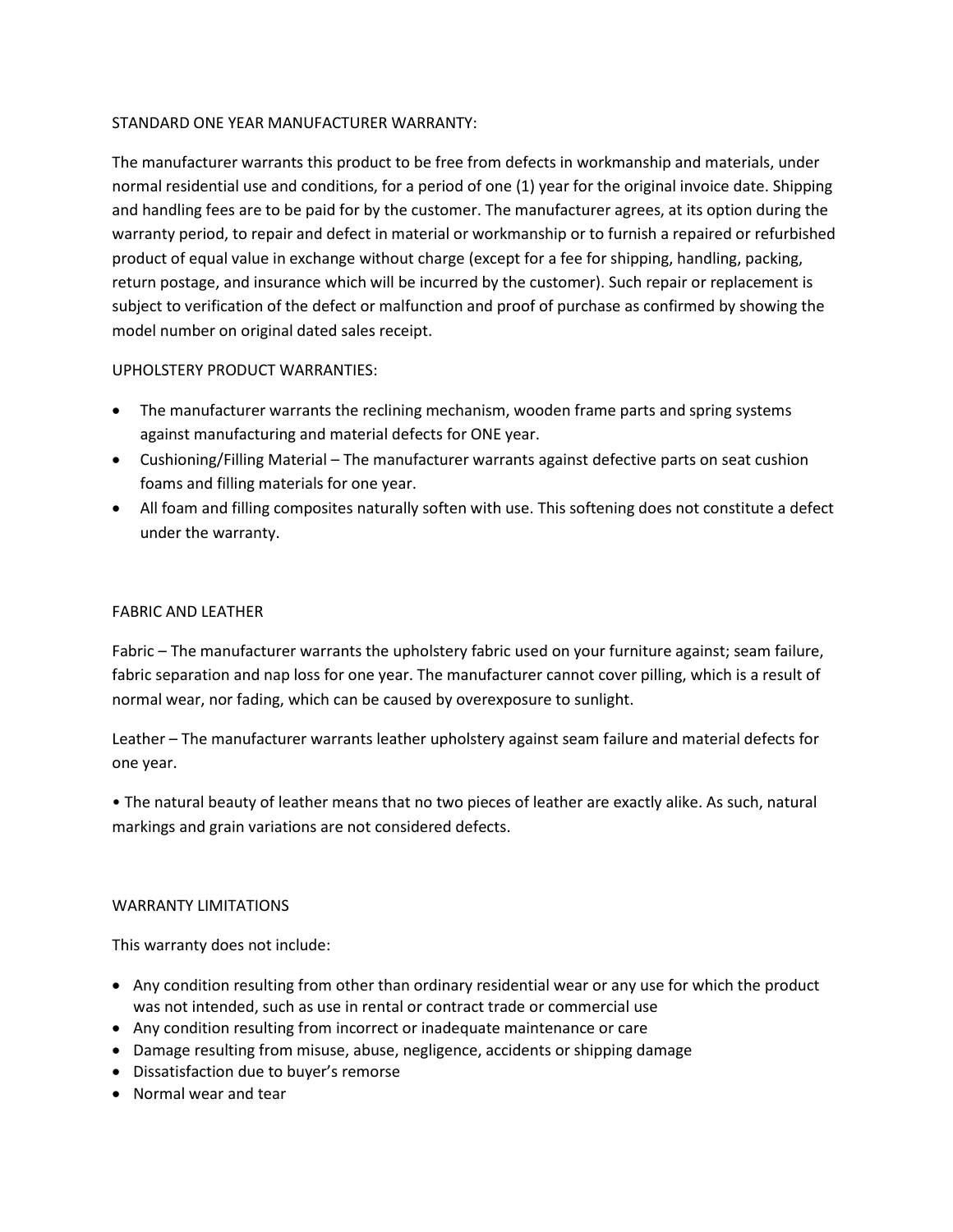## STANDARD ONE YEAR MANUFACTURER WARRANTY:

The manufacturer warrants this product to be free from defects in workmanship and materials, under normal residential use and conditions, for a period of one (1) year for the original invoice date. Shipping and handling fees are to be paid for by the customer. The manufacturer agrees, at its option during the warranty period, to repair and defect in material or workmanship or to furnish a repaired or refurbished product of equal value in exchange without charge (except for a fee for shipping, handling, packing, return postage, and insurance which will be incurred by the customer). Such repair or replacement is subject to verification of the defect or malfunction and proof of purchase as confirmed by showing the model number on original dated sales receipt.

## UPHOLSTERY PRODUCT WARRANTIES:

- The manufacturer warrants the reclining mechanism, wooden frame parts and spring systems against manufacturing and material defects for ONE year.
- Cushioning/Filling Material – The manufacturer warrants against defective parts on seat cushion foams and filling materials for one year.
- All foam and filling composites naturally soften with use. This softening does not constitute a defect under the warranty.

## FABRIC AND LEATHER

Fabric – The manufacturer warrants the upholstery fabric used on your furniture against; seam failure, fabric separation and nap loss for one year. The manufacturer cannot cover pilling, which is a result of normal wear, nor fading, which can be caused by overexposure to sunlight.

Leather – The manufacturer warrants leather upholstery against seam failure and material defects for one year.

• The natural beauty of leather means that no two pieces of leather are exactly alike. As such, natural markings and grain variations are not considered defects.

## WARRANTY LIMITATIONS

This warranty does not include:

- Any condition resulting from other than ordinary residential wear or any use for which the product was not intended, such as use in rental or contract trade or commercial use
- Any condition resulting from incorrect or inadequate maintenance or care
- Damage resulting from misuse, abuse, negligence, accidents or shipping damage
- Dissatisfaction due to buyer's remorse
- Normal wear and tear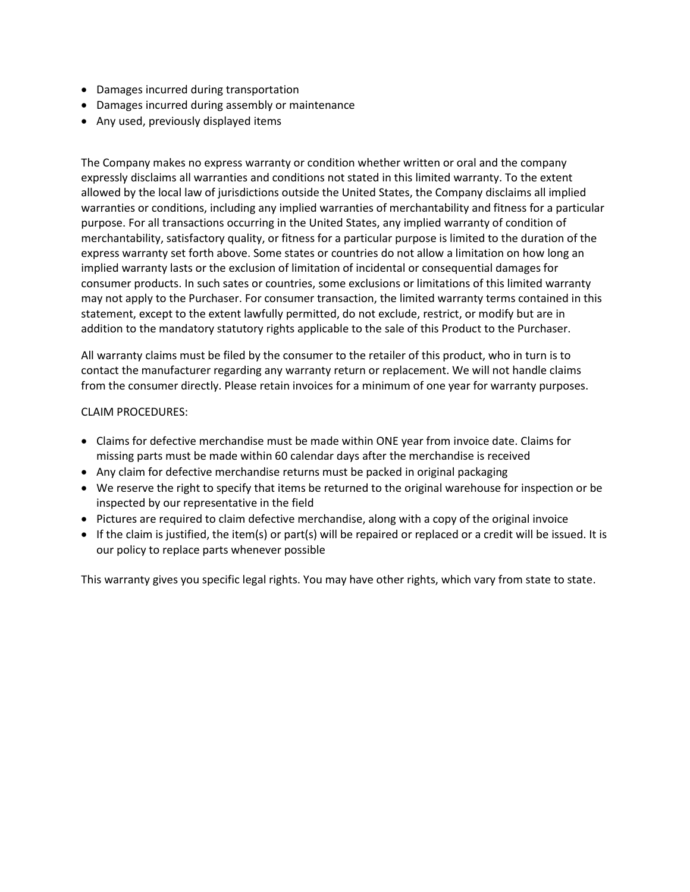- Damages incurred during transportation
- Damages incurred during assembly or maintenance
- Any used, previously displayed items

The Company makes no express warranty or condition whether written or oral and the company expressly disclaims all warranties and conditions not stated in this limited warranty. To the extent allowed by the local law of jurisdictions outside the United States, the Company disclaims all implied warranties or conditions, including any implied warranties of merchantability and fitness for a particular purpose. For all transactions occurring in the United States, any implied warranty of condition of merchantability, satisfactory quality, or fitness for a particular purpose is limited to the duration of the express warranty set forth above. Some states or countries do not allow a limitation on how long an implied warranty lasts or the exclusion of limitation of incidental or consequential damages for consumer products. In such sates or countries, some exclusions or limitations of this limited warranty may not apply to the Purchaser. For consumer transaction, the limited warranty terms contained in this statement, except to the extent lawfully permitted, do not exclude, restrict, or modify but are in addition to the mandatory statutory rights applicable to the sale of this Product to the Purchaser.

All warranty claims must be filed by the consumer to the retailer of this product, who in turn is to contact the manufacturer regarding any warranty return or replacement. We will not handle claims from the consumer directly. Please retain invoices for a minimum of one year for warranty purposes.

CLAIM PROCEDURES:

- Claims for defective merchandise must be made within ONE year from invoice date. Claims for missing parts must be made within 60 calendar days after the merchandise is received
- Any claim for defective merchandise returns must be packed in original packaging
- We reserve the right to specify that items be returned to the original warehouse for inspection or be inspected by our representative in the field
- Pictures are required to claim defective merchandise, along with a copy of the original invoice
- If the claim is justified, the item(s) or part(s) will be repaired or replaced or a credit will be issued. It is our policy to replace parts whenever possible

This warranty gives you specific legal rights. You may have other rights, which vary from state to state.